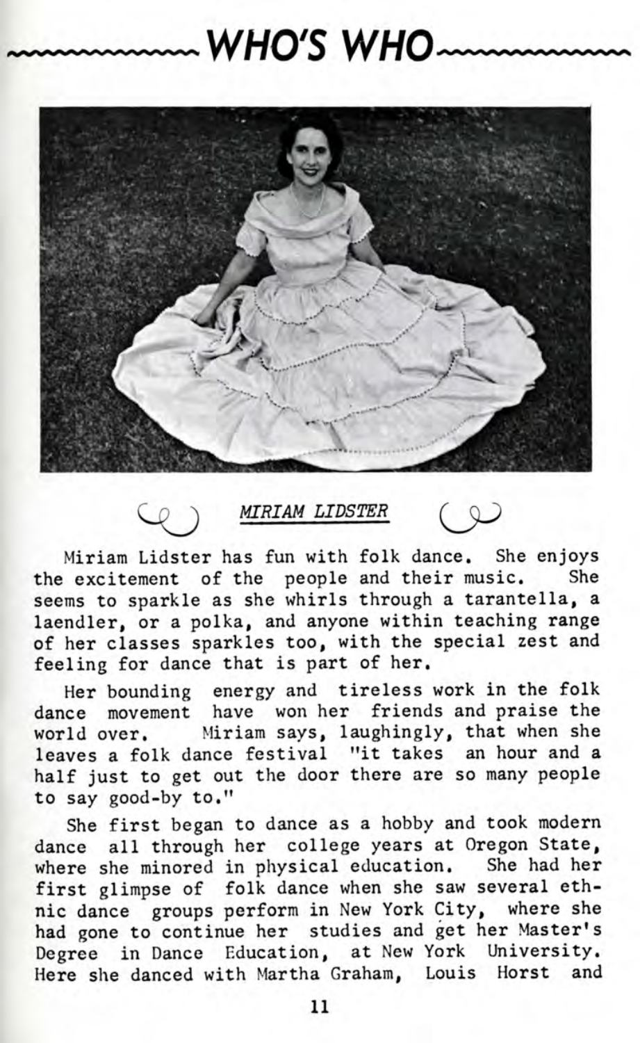# WHO'S WHO

## *MIRIAM LIDSTER*

Miriam Lidster has fun with folk dance. She enjoys the excitement of the people and their music. She seems to sparkle as she whirls through a tarantella, a laendler, or a polka, and anyone within teaching range of her classes sparkles too, with the special zest and feeling for dance that is part of her.

Her bounding energy and tireless work in the folk dance movement have won her friends and praise the world over. Miriam says, laughingly, that when she leaves a folk dance festival "it takes an hour and a half just to get out the door there are so many people to say good-by to."

She first began to dance as a hobby and took modern dance all through her college years at Oregon State, where she minored in physical education. She had her first glimpse of folk dance when she saw several ethnic dance groups perform in New York City, where she had gone to continue her studies and get her Master's Degree in Dance Education, at New York University. Here she danced with Martha Graham, Louis Horst and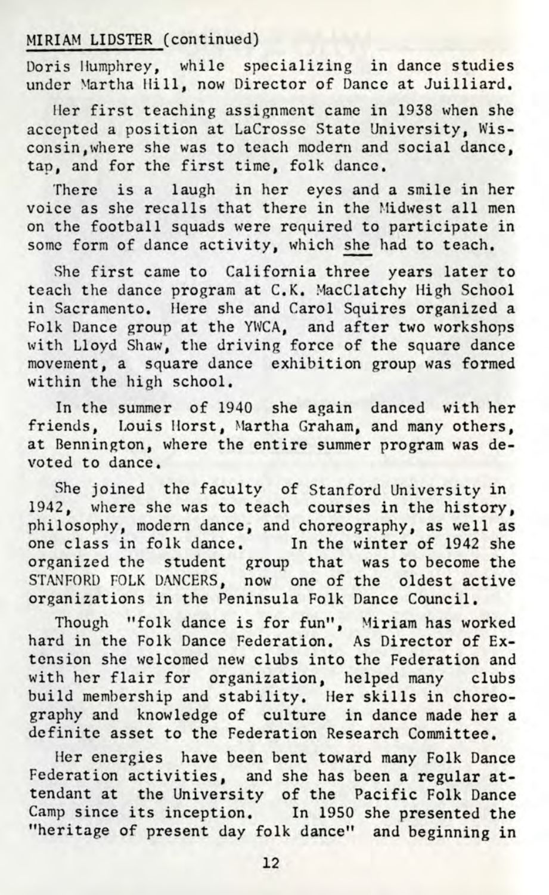MIRIAM LIDSTER (continued)

Doris Humphrey, while specializing in dance studies under Martha Hill, now Director of Dance at Juilliard.

Her first teaching assignment came in 1938 when she accepted a position at LaCrosse State University, Wisconsin, where she was to teach modern and social dance, tap, and for the first time, folk dance.

There is a laugh in her eyes and a smile in her voice as she recalls that there in the Midwest all men on the football squads were required to participate in some form of dance activity, which she had to teach.

She first came to California three years later to teach the dance program at C.K. MacClatchy High School in Sacramento. Here she and Carol Squires organized a Folk Dance group at the YWCA, and after two workshops with Lloyd Shaw, the driving force of the square dance movement, a square dance exhibition group was formed within the high school.

In the summer of 1940 she again danced with her friends, Louis Horst, Martha Graham, and many others, at Bennington, where the entire summer program was devoted to dance.

She joined the faculty of Stanford University in 1942, where she was to teach courses in the history, philosophy, modern dance, and choreography, as well as one class in folk dance. In the winter of 1942 she organized the student group that was to become the STANFORD FOLK DANCERS, now one of the oldest active organizations in the Peninsula Folk Dance Council.

Though "folk dance is for fun", Miriam has worked hard in the Folk Dance Federation. As Director of Extension she welcomed new clubs into the Federation and with her flair for organization, helped many clubs build membership and stability. Her skills in choreography and knowledge of culture in dance made her a definite asset to the Federation Research Committee.

Her energies have been bent toward many Folk Dance Federation activities, and she has been a regular attendant at the University of the Pacific Folk Dance Camp since its inception. In 1950 she presented the "heritage of present day folk dance" and beginning in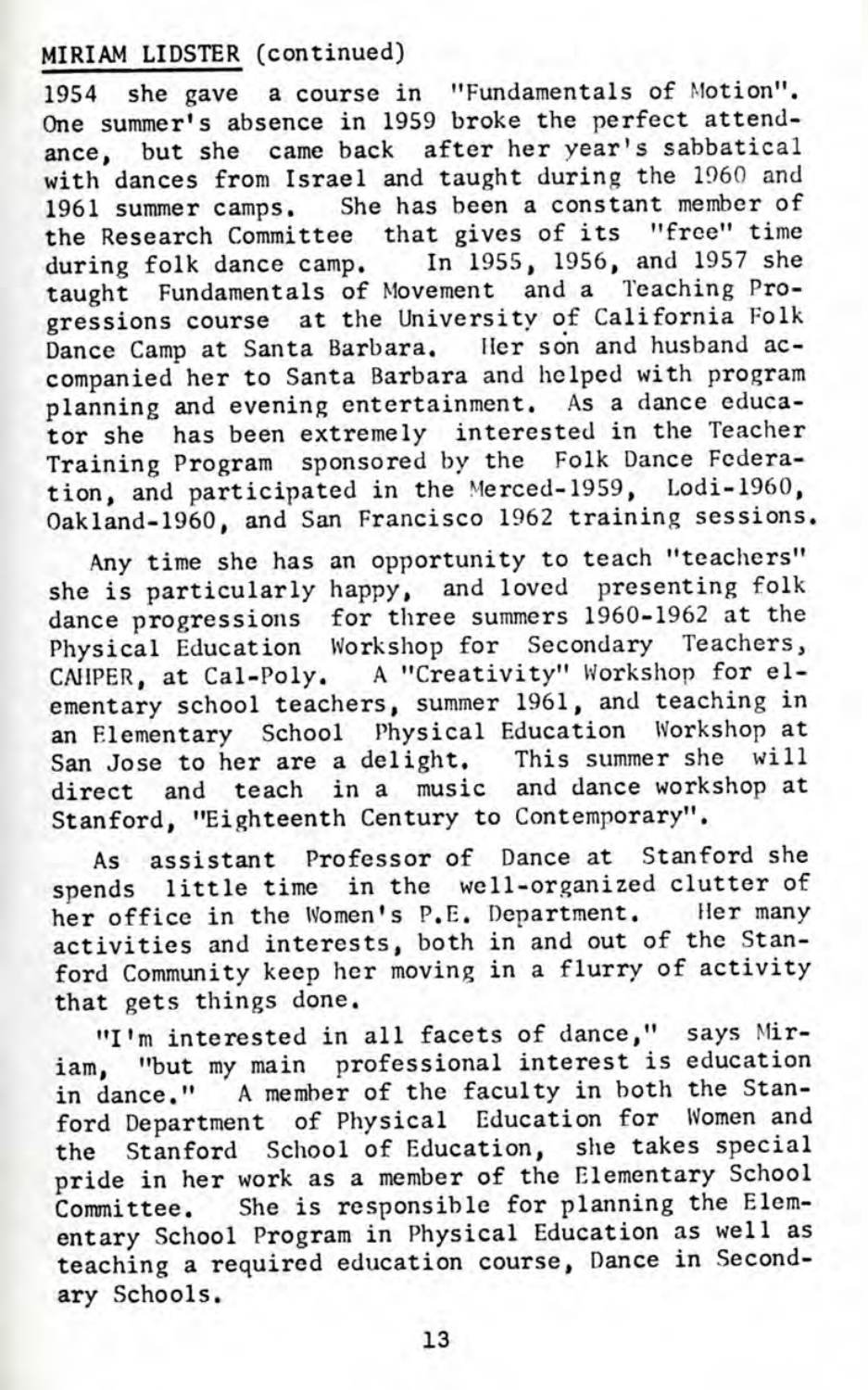MIRIAM LIDSTER (continued)

1954 she gave a course in "Fundamentals of Motion". One summer's absence in 1959 broke the perfect attendance, but she came back after her year's sabbatical with dances from Israel and taught during the 1960 and 1961 summer camps. She has been a constant member of the Research Committee that gives of its "free" time during folk dance camp. In 1955, 1956, and 1957 she taught Fundamentals of Movement and a Teaching Progressions course at the University of California Folk Dance Camp at Santa Barbara. Her son and husband accompanied her to Santa Barbara and helped with program planning and evening entertainment. As a dance educator she has been extremely interested in the Teacher Training Program sponsored by the Folk Dance Federation, and participated in the Merced-1959, Lodi-1960, Oakland-1960, and San Francisco 1962 training sessions.

Any time she has an opportunity to teach "teachers" she is particularly happy, and loved presenting folk dance progressions for three summers 1960-1962 at the Physical Education Workshop for Secondary Teachers, CAHPER, at Cal-Poly. A "Creativity" Workshop for elementary school teachers, summer 1961, and teaching in an Elementary School Physical Education Workshop at San Jose to her are a delight. This summer she will direct and teach in a music and dance workshop at Stanford, "Eighteenth Century to Contemporary".

As assistant Professor of Dance at Stanford she spends little time in the well-organized clutter of her office in the Women's P.E. Department. Her many activities and interests, both in and out of the Stanford Community keep her moving in a flurry of activity that gets things done.

"I'm interested in all facets of dance," says Miriam, "but my main professional interest is education in dance." A member of the faculty in both the Stanford Department of Physical Education for Women and the Stanford School of Education, she takes special pride in her work as a member of the Elementary School Committee. She is responsible for planning the Elementary School Program in Physical Education as well as teaching a required education course, Dance in Secondary Schools.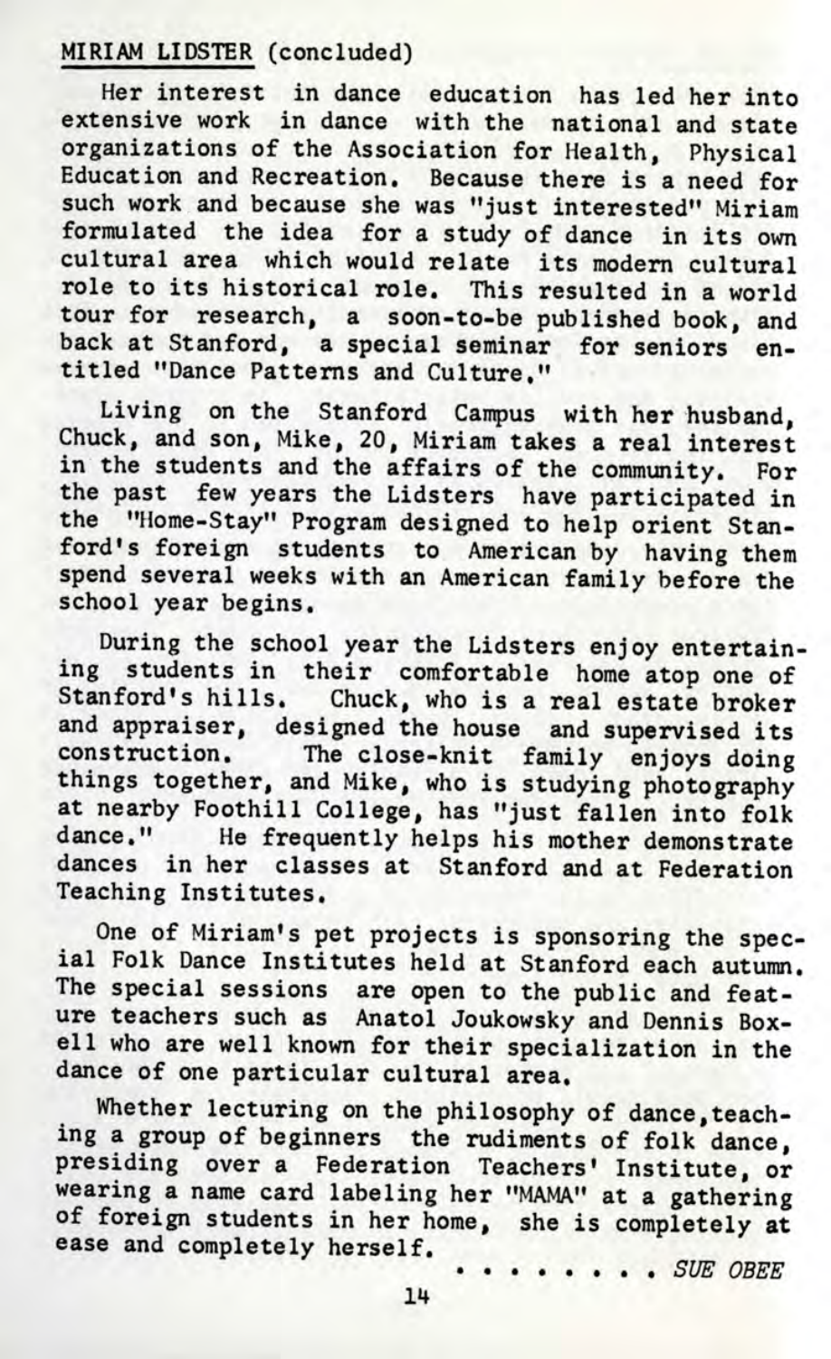MIRIAM LIDSTER (concluded)

Her interest in dance education has led her into extensive work in dance with the national and state organizations of the Association for Health, Physical Education and Recreation. Because there is a need for such work and because she was "just interested" Miriam formulated the idea for a study of dance in its own cultural area which would relate its modern cultural role to its historical role. This resulted in a world tour for research, a soon-to-be published book, and back at Stanford, a special seminar for seniors entitled "Dance Patterns and Culture."

Living on the Stanford Campus with her husband, Chuck, and son, Mike, 20, Miriam takes a real interest in the students and the affairs of the community. For the past few years the Lidsters have participated in the "Home-Stay" Program designed to help orient Stanford's foreign students to American by having them spend several weeks with an American family before the school year begins.

During the school year the Lidsters enjoy entertaining students in their comfortable home atop one of Stanford's hills. Chuck, who is a real estate broker and appraiser, designed the house and supervised its construction. The close-knit family enjoys doing things together, and Mike, who is studying photography at nearby Foothill College, has "just fallen into folk dance." He frequently helps his mother demonstrate dances in her classes at Stanford and at Federation Teaching Institutes.

One of Miriam's pet projects is sponsoring the special Folk Dance Institutes held at Stanford each autumn. The special sessions are open to the public and feature teachers such as Anatol Joukowsky and Dennis Boxell who are well known for their specialization in the dance of one particular cultural area.

Whether lecturing on the philosophy of dance, teaching a group of beginners the rudiments of folk dance, presiding over a Federation Teachers' Institute, or wearing a name card labeling her "MAMA" at a gathering of foreign students in her home, she is completely at ease and completely herself.

. . . . . . . . *SUE OBEE*